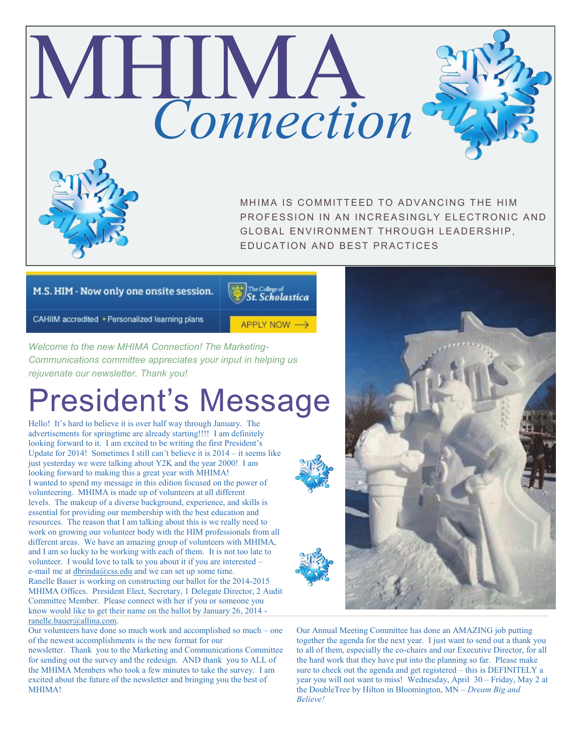# MHIMA *Connection*

MHIMA IS COMMITTED TO ADVANCING THE HIM PROFESSION IN AN INCREASINGLY ELECTRONIC AND GLOBAL ENVIRONMENT THROUGH LEADERSHIP, EDUCATION AND BEST PRACTICES

**M.S. HIM - Now only one onsite session.** The College of St. Scholastica

CAHIIM accredited • Personalized learning plans

APPLY NOW →

*Welcome to the new MHIMA Connection! The Marketing-Communications committee appreciates your input in helping us rejuvenate our newsletter. Thank you!*

# President's Message

Hello! It's hard to believe it is over half way through January. The advertisements for springtime are already starting!!!! I am definitely looking forward to it. I am excited to be writing the first President's Update for 2014! Sometimes I still can't believe it is 2014 – it seems like just yesterday we were talking about Y2K and the year 2000! I am looking forward to making this a great year with MHIMA!

I wanted to spend my message in this edition focused on the power of volunteering. MHIMA is made up of volunteers at all different levels. The makeup of a diverse background, experience, and skills is essential for providing our membership with the best education and resources. The reason that I am talking about this is we really need to work on growing our volunteer body with the HIM professionals from all different areas. We have an amazing group of volunteers with MHIMA, and I am so lucky to be working with each of them. It is not too late to volunteer. I would love to talk to you about it if you are interested – e-mail me at dbrinda@css.edu and we can set up some time.

Ranelle Bauer is working on constructing our ballot for the 2014-2015 MHIMA Offices. President Elect, Secretary, 1 Delegate Director, 2 Audit Committee Member. Please connect with her if you or someone you know would like to get their name on the ballot by January 26, 2014 - ranelle.bauer@allina.com.

Our volunteers have done so much work and accomplished so much – one of the newest accomplishments is the new format for our newsletter. Thank you to the Marketing and Communications Committee for sending out the survey and the redesign. AND thank you to ALL of the MHIMA Members who took a few minutes to take the survey. I am excited about the future of the newsletter and bringing you the best of MHIMA!

Our Annual Meeting Committee has done an AMAZING job putting together the agenda for the next year. I just want to send out a thank you to all of them, especially the co-chairs and our Executive Director, for all the hard work that they have put into the planning so far. Please make sure to check out the agenda and get registered – this is DEFINITELY a year you will not want to miss! Wednesday, April 30 – Friday, May 2 at the DoubleTree by Hilton in Bloomington, MN – *Dream Big and Believe!*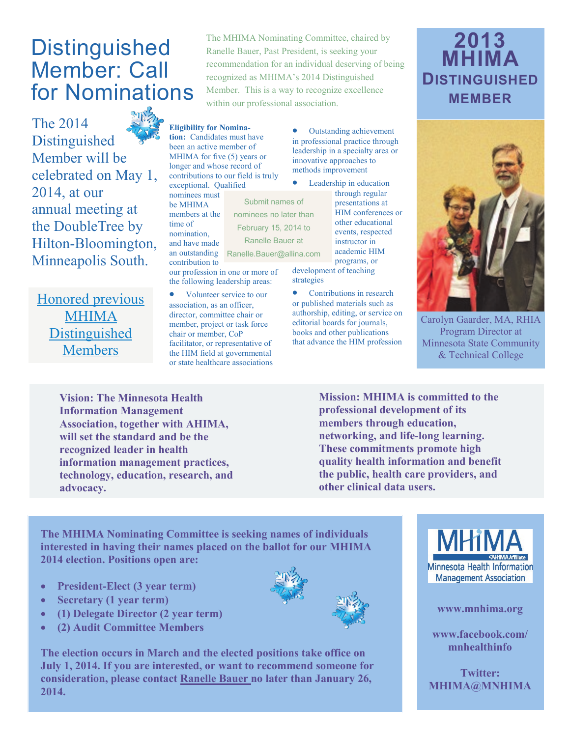# Distinguished Member: Call for Nominations

The MHIMA Nominating Committee, chaired by Ranelle Bauer, Past President, is seeking your recommendation for an individual deserving of being recognized as MHIMA's 2014 Distinguished Member. This is a way to recognize excellence within our professional association.

The 2014 Distinguished Member will be celebrated on May 1, 2014, at our annual meeting at the DoubleTree by Hilton-Bloomington, Minneapolis South.

Honored previous MHIMA Distinguished Members

**Eligibility for Nomination:** Candidates must have been an active member of MHIMA for five (5) years or longer and whose record of contributions to our field is truly exceptional. Qualified nominees must be MHIMA members at the time of nomination, and have made an outstanding contribution to our profession in one or more of the following leadership areas:

- Volunteer service to our association, as an officer, director, committee chair or member, project or task force chair or member, CoP facilitator, or representative of the HIM field at governmental or state healthcare associations
- Outstanding achievement in professional practice through leadership in a specialty area or innovative approaches to methods improvement
- Leadership in education through regular presentations at HIM conferences or other educational events, respected instructor in academic HIM programs, or development of teaching strategies
- Contributions in research or published materials such as authorship, editing, or service on editorial boards for journals, books and other publications that advance the HIM profession

Submit names of nominees no later than February 15, 2014 to Ranelle Bauer at Ranelle.Bauer@allina.com

## 2013 MHIMA Distinguished Member

Carolyn Gaarder, MA, RHIA Program Director at Minnesota State Community & Technical College

**Vision: The Minnesota Health Information Management Association, together with AHIMA, will set the standard and be the recognized leader in health information management practices, technology, education, research, and advocacy.**

**Mission: MHIMA is committed to the professional development of its members through education, networking, and life-long learning. These commitments promote high quality health information and benefit the public, health care providers, and other clinical data users.**

**The MHIMA Nominating Committee is seeking names of individuals interested in having their names placed on the ballot for our MHIMA 2014 election. Positions open are:**

- **President-Elect (3 year term)**
- **Secretary (1 year term)**
- **(1) Delegate Director (2 year term)**
- **(2) Audit Committee Members**

**The election occurs in March and the elected positions take office on July 1, 2014. If you are interested, or want to recommend someone for consideration, please contact Ranelle Bauer no later than January 26, 2014.**

MHIMA AHIMA Affiliate Minnesota Health Information Management Association

**www.mnhima.org**

**www.facebook.com/mnhealthinfo**

**Twitter: MHIMA@MNHIMA**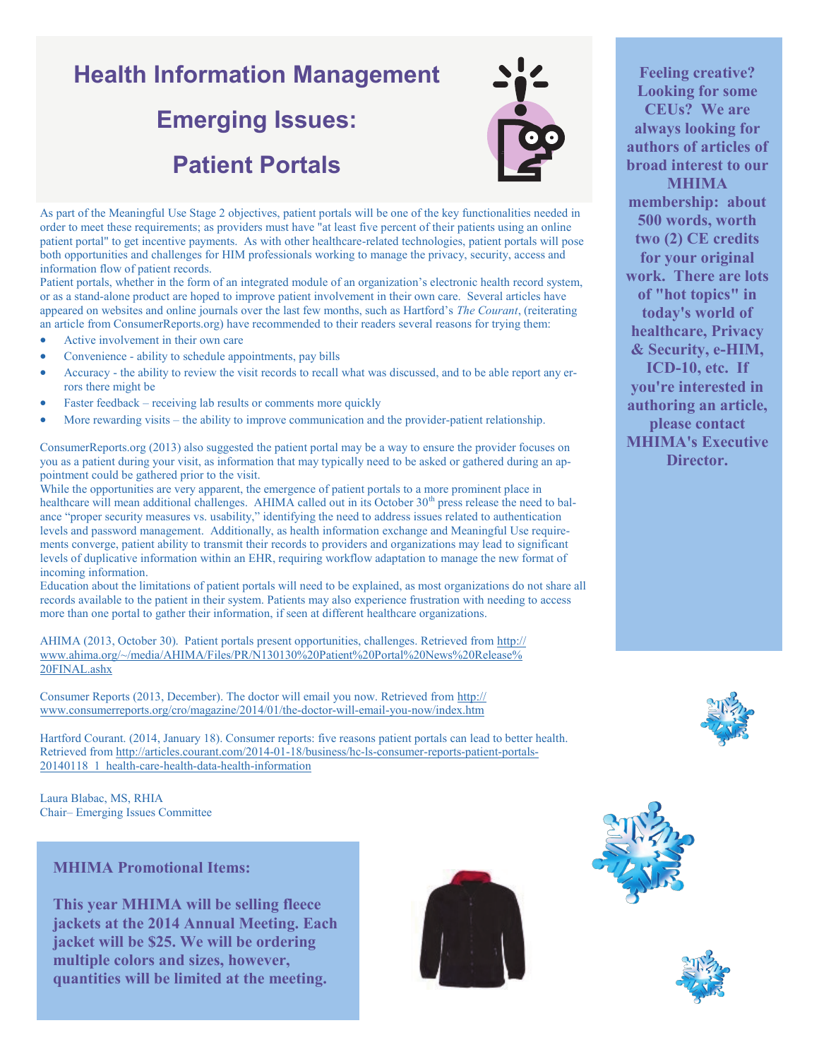# Health Information Management Emerging Issues: Patient Portals

As part of the Meaningful Use Stage 2 objectives, patient portals will be one of the key functionalities needed in order to meet these requirements; as providers must have "at least five percent of their patients using an online patient portal" to get incentive payments. As with other healthcare-related technologies, patient portals will pose both opportunities and challenges for HIM professionals working to manage the privacy, security, access and information flow of patient records.

Patient portals, whether in the form of an integrated module of an organization's electronic health record system, or as a stand-alone product are hoped to improve patient involvement in their own care. Several articles have appeared on websites and online journals over the last few months, such as Hartford's *The Courant*, (reiterating an article from ConsumerReports.org) have recommended to their readers several reasons for trying them:

- Active involvement in their own care
- Convenience - ability to schedule appointments, pay bills
- Accuracy - the ability to review the visit records to recall what was discussed, and to be able report any errors there might be
- Faster feedback – receiving lab results or comments more quickly
- More rewarding visits – the ability to improve communication and the provider-patient relationship.

ConsumerReports.org (2013) also suggested the patient portal may be a way to ensure the provider focuses on you as a patient during your visit, as information that may typically need to be asked or gathered during an appointment could be gathered prior to the visit.

While the opportunities are very apparent, the emergence of patient portals to a more prominent place in healthcare will mean additional challenges. AHIMA called out in its October 30th press release the need to balance "proper security measures vs. usability," identifying the need to address issues related to authentication levels and password management. Additionally, as health information exchange and Meaningful Use requirements converge, patient ability to transmit their records to providers and organizations may lead to significant levels of duplicative information within an EHR, requiring workflow adaptation to manage the new format of incoming information.

Education about the limitations of patient portals will need to be explained, as most organizations do not share all records available to the patient in their system. Patients may also experience frustration with needing to access more than one portal to gather their information, if seen at different healthcare organizations.

AHIMA (2013, October 30). Patient portals present opportunities, challenges. Retrieved from http://www.ahima.org/~/media/AHIMA/Files/PR/N130130%20Patient%20Portal%20News%20Release%20FINAL.ashx

Consumer Reports (2013, December). The doctor will email you now. Retrieved from http://www.consumerreports.org/cro/magazine/2014/01/the-doctor-will-email-you-now/index.htm

Hartford Courant. (2014, January 18). Consumer reports: five reasons patient portals can lead to better health. Retrieved from http://articles.courant.com/2014-01-18/business/hc-ls-consumer-reports-patient-portals-20140118_1_health-care-health-data-health-information

Laura Blabac, MS, RHIA
Chair– Emerging Issues Committee

**Feeling creative? Looking for some CEUs? We are always looking for authors of articles of broad interest to our MHIMA membership: about 500 words, worth two (2) CE credits for your original work. There are lots of "hot topics" in today's world of healthcare, Privacy & Security, e-HIM, ICD-10, etc. If you're interested in authoring an article, please contact MHIMA's Executive Director.**

**MHIMA Promotional Items:**

**This year MHIMA will be selling fleece jackets at the 2014 Annual Meeting. Each jacket will be $25. We will be ordering multiple colors and sizes, however, quantities will be limited at the meeting.**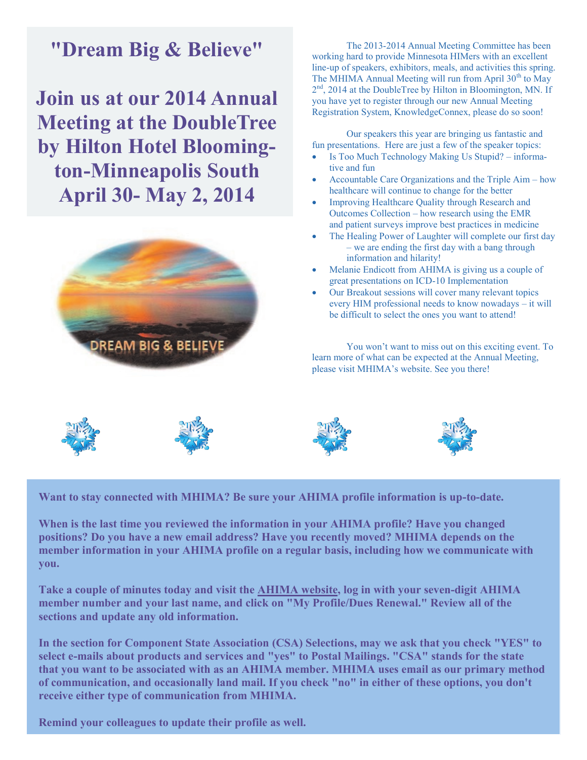# "Dream Big & Believe"

## Join us at our 2014 Annual Meeting at the DoubleTree by Hilton Hotel Bloomington-Minneapolis South April 30- May 2, 2014

The 2013-2014 Annual Meeting Committee has been working hard to provide Minnesota HIMers with an excellent line-up of speakers, exhibitors, meals, and activities this spring. The MHIMA Annual Meeting will run from April 30th to May 2nd, 2014 at the DoubleTree by Hilton in Bloomington, MN. If you have yet to register through our new Annual Meeting Registration System, KnowledgeConnex, please do so soon!

Our speakers this year are bringing us fantastic and fun presentations. Here are just a few of the speaker topics:

- Is Too Much Technology Making Us Stupid? – informative and fun
- Accountable Care Organizations and the Triple Aim – how healthcare will continue to change for the better
- Improving Healthcare Quality through Research and Outcomes Collection – how research using the EMR and patient surveys improve best practices in medicine
- The Healing Power of Laughter will complete our first day – we are ending the first day with a bang through information and hilarity!
- Melanie Endicott from AHIMA is giving us a couple of great presentations on ICD-10 Implementation
- Our Breakout sessions will cover many relevant topics every HIM professional needs to know nowadays – it will be difficult to select the ones you want to attend!

You won't want to miss out on this exciting event. To learn more of what can be expected at the Annual Meeting, please visit MHIMA's website. See you there!

**Want to stay connected with MHIMA? Be sure your AHIMA profile information is up-to-date.**

**When is the last time you reviewed the information in your AHIMA profile? Have you changed positions? Do you have a new email address? Have you recently moved? MHIMA depends on the member information in your AHIMA profile on a regular basis, including how we communicate with you.**

**Take a couple of minutes today and visit the AHIMA website, log in with your seven-digit AHIMA member number and your last name, and click on "My Profile/Dues Renewal." Review all of the sections and update any old information.**

**In the section for Component State Association (CSA) Selections, may we ask that you check "YES" to select e-mails about products and services and "yes" to Postal Mailings. "CSA" stands for the state that you want to be associated with as an AHIMA member. MHIMA uses email as our primary method of communication, and occasionally land mail. If you check "no" in either of these options, you don't receive either type of communication from MHIMA.**

**Remind your colleagues to update their profile as well.**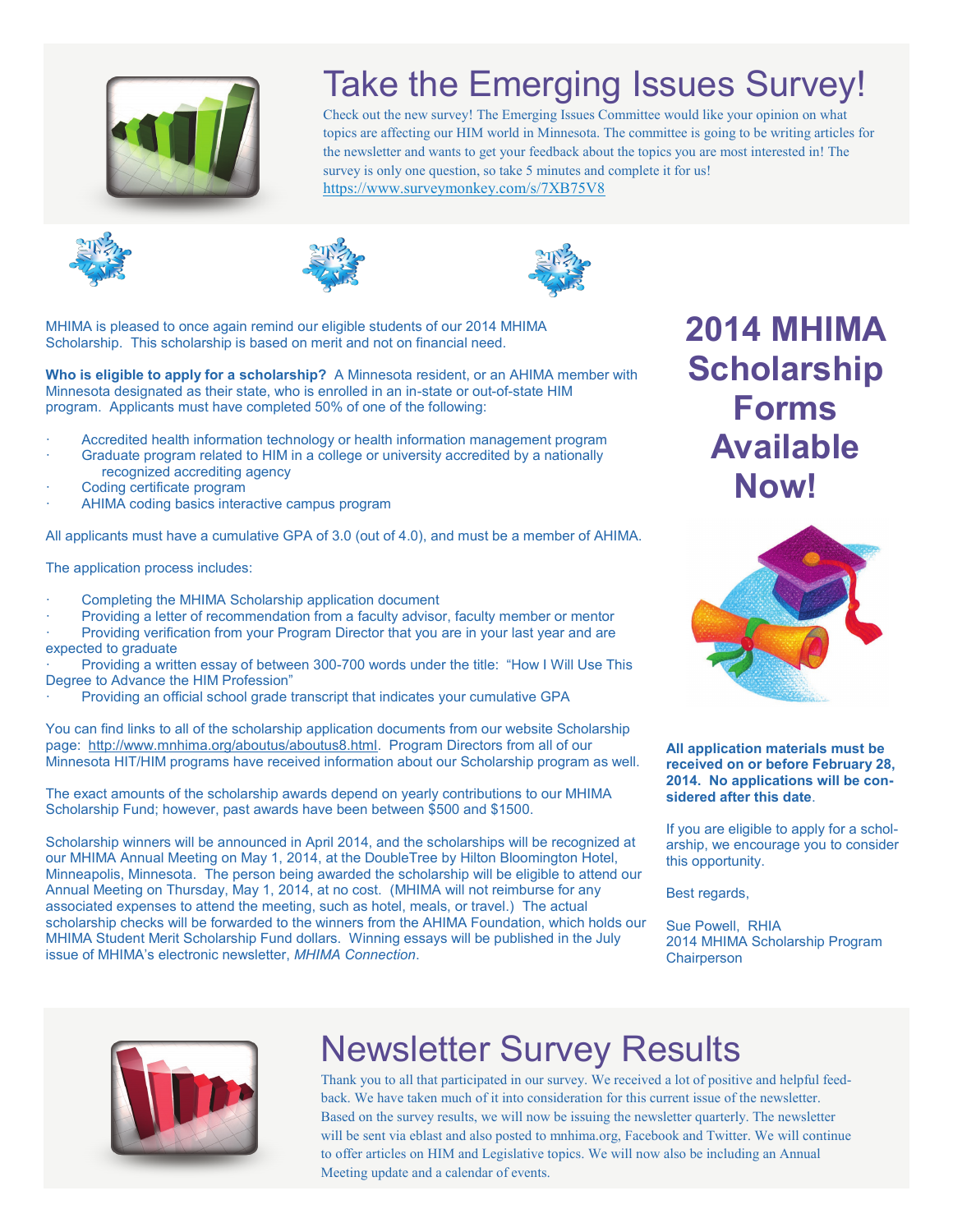# Take the Emerging Issues Survey!

Check out the new survey! The Emerging Issues Committee would like your opinion on what topics are affecting our HIM world in Minnesota. The committee is going to be writing articles for the newsletter and wants to get your feedback about the topics you are most interested in! The survey is only one question, so take 5 minutes and complete it for us!
https://www.surveymonkey.com/s/7XB75V8

# 2014 MHIMA Scholarship Forms Available Now!

MHIMA is pleased to once again remind our eligible students of our 2014 MHIMA Scholarship. This scholarship is based on merit and not on financial need.

**Who is eligible to apply for a scholarship?** A Minnesota resident, or an AHIMA member with Minnesota designated as their state, who is enrolled in an in-state or out-of-state HIM program. Applicants must have completed 50% of one of the following:

- Accredited health information technology or health information management program
- Graduate program related to HIM in a college or university accredited by a nationally recognized accrediting agency
- Coding certificate program
- AHIMA coding basics interactive campus program

All applicants must have a cumulative GPA of 3.0 (out of 4.0), and must be a member of AHIMA.

The application process includes:

- Completing the MHIMA Scholarship application document
- Providing a letter of recommendation from a faculty advisor, faculty member or mentor
- Providing verification from your Program Director that you are in your last year and are expected to graduate
- Providing a written essay of between 300-700 words under the title: "How I Will Use This Degree to Advance the HIM Profession"
- Providing an official school grade transcript that indicates your cumulative GPA

You can find links to all of the scholarship application documents from our website Scholarship page: http://www.mnhima.org/aboutus/aboutus8.html. Program Directors from all of our Minnesota HIT/HIM programs have received information about our Scholarship program as well.

The exact amounts of the scholarship awards depend on yearly contributions to our MHIMA Scholarship Fund; however, past awards have been between $500 and $1500.

Scholarship winners will be announced in April 2014, and the scholarships will be recognized at our MHIMA Annual Meeting on May 1, 2014, at the DoubleTree by Hilton Bloomington Hotel, Minneapolis, Minnesota. The person being awarded the scholarship will be eligible to attend our Annual Meeting on Thursday, May 1, 2014, at no cost. (MHIMA will not reimburse for any associated expenses to attend the meeting, such as hotel, meals, or travel.) The actual scholarship checks will be forwarded to the winners from the AHIMA Foundation, which holds our MHIMA Student Merit Scholarship Fund dollars. Winning essays will be published in the July issue of MHIMA's electronic newsletter, *MHIMA Connection*.

**All application materials must be received on or before February 28, 2014. No applications will be considered after this date.**

If you are eligible to apply for a scholarship, we encourage you to consider this opportunity.

Best regards,

Sue Powell, RHIA
2014 MHIMA Scholarship Program Chairperson

# Newsletter Survey Results

Thank you to all that participated in our survey. We received a lot of positive and helpful feedback. We have taken much of it into consideration for this current issue of the newsletter. Based on the survey results, we will now be issuing the newsletter quarterly. The newsletter will be sent via eblast and also posted to mnhima.org, Facebook and Twitter. We will continue to offer articles on HIM and Legislative topics. We will now also be including an Annual Meeting update and a calendar of events.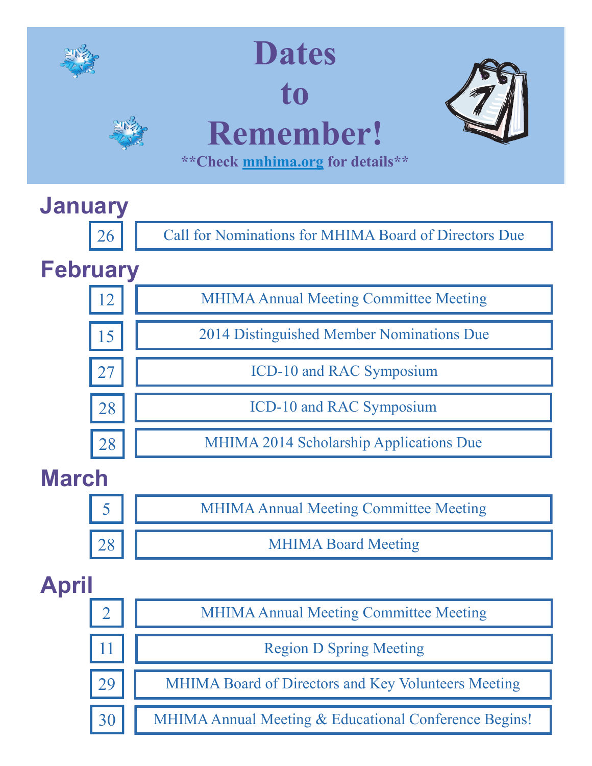# Dates to Remember!

**\*\*Check mnhima.org for details\*\***

## January

| | |
|---|---|
| 26 | Call for Nominations for MHIMA Board of Directors Due |

## February

| | |
|---|---|
| 12 | MHIMA Annual Meeting Committee Meeting |
| 15 | 2014 Distinguished Member Nominations Due |
| 27 | ICD-10 and RAC Symposium |
| 28 | ICD-10 and RAC Symposium |
| 28 | MHIMA 2014 Scholarship Applications Due |

## March

| | |
|---|---|
| 5 | MHIMA Annual Meeting Committee Meeting |
| 28 | MHIMA Board Meeting |

## April

| | |
|---|---|
| 2 | MHIMA Annual Meeting Committee Meeting |
| 11 | Region D Spring Meeting |
| 29 | MHIMA Board of Directors and Key Volunteers Meeting |
| 30 | MHIMA Annual Meeting & Educational Conference Begins! |